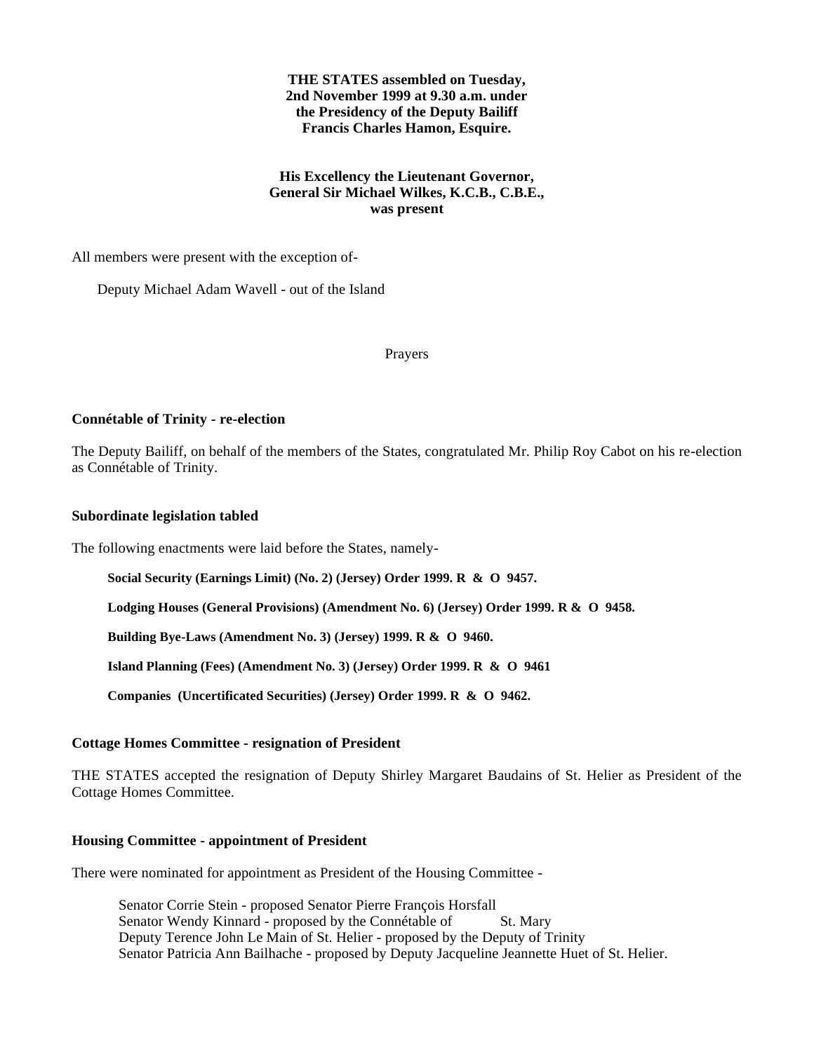**THE STATES assembled on Tuesday, 2nd November 1999 at 9.30 a.m. under the Presidency of the Deputy Bailiff Francis Charles Hamon, Esquire.**

**His Excellency the Lieutenant Governor, General Sir Michael Wilkes, K.C.B., C.B.E., was present**

All members were present with the exception of-

Deputy Michael Adam Wavell - out of the Island

Prayers

**Connétable of Trinity - re-election**

The Deputy Bailiff, on behalf of the members of the States, congratulated Mr. Philip Roy Cabot on his re-election as Connétable of Trinity.

**Subordinate legislation tabled**

The following enactments were laid before the States, namely-

**Social Security (Earnings Limit) (No. 2) (Jersey) Order 1999. R & O 9457.**

**Lodging Houses (General Provisions) (Amendment No. 6) (Jersey) Order 1999. R & O 9458.**

**Building Bye-Laws (Amendment No. 3) (Jersey) 1999. R & O 9460.**

**Island Planning (Fees) (Amendment No. 3) (Jersey) Order 1999. R & O 9461**

**Companies (Uncertificated Securities) (Jersey) Order 1999. R & O 9462.**

**Cottage Homes Committee - resignation of President**

THE STATES accepted the resignation of Deputy Shirley Margaret Baudains of St. Helier as President of the Cottage Homes Committee.

**Housing Committee - appointment of President**

There were nominated for appointment as President of the Housing Committee -

Senator Corrie Stein - proposed Senator Pierre François Horsfall
Senator Wendy Kinnard - proposed by the Connétable of St. Mary
Deputy Terence John Le Main of St. Helier - proposed by the Deputy of Trinity
Senator Patricia Ann Bailhache - proposed by Deputy Jacqueline Jeannette Huet of St. Helier.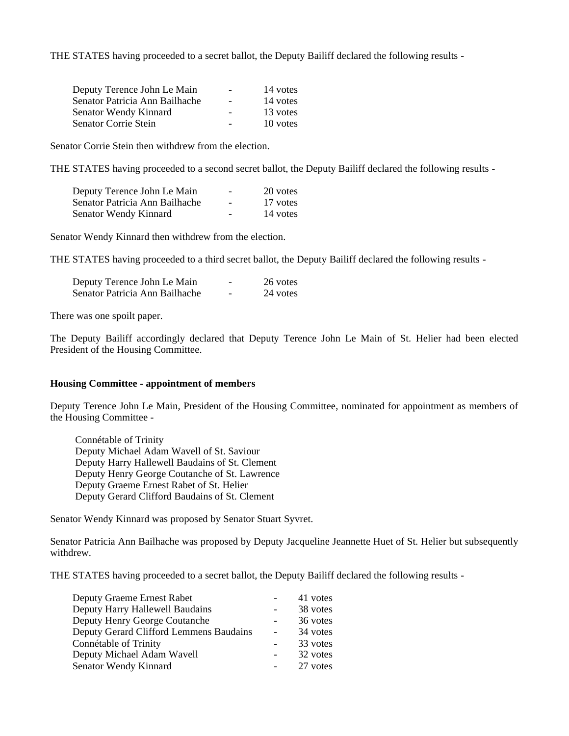THE STATES having proceeded to a secret ballot, the Deputy Bailiff declared the following results -

| | | |
|---|---|---|
| Deputy Terence John Le Main | - | 14 votes |
| Senator Patricia Ann Bailhache | - | 14 votes |
| Senator Wendy Kinnard | - | 13 votes |
| Senator Corrie Stein | - | 10 votes |

Senator Corrie Stein then withdrew from the election.

THE STATES having proceeded to a second secret ballot, the Deputy Bailiff declared the following results -

| | | |
|---|---|---|
| Deputy Terence John Le Main | - | 20 votes |
| Senator Patricia Ann Bailhache | - | 17 votes |
| Senator Wendy Kinnard | - | 14 votes |

Senator Wendy Kinnard then withdrew from the election.

THE STATES having proceeded to a third secret ballot, the Deputy Bailiff declared the following results -

| | | |
|---|---|---|
| Deputy Terence John Le Main | - | 26 votes |
| Senator Patricia Ann Bailhache | - | 24 votes |

There was one spoilt paper.

The Deputy Bailiff accordingly declared that Deputy Terence John Le Main of St. Helier had been elected President of the Housing Committee.

**Housing Committee - appointment of members**

Deputy Terence John Le Main, President of the Housing Committee, nominated for appointment as members of the Housing Committee -

Connétable of Trinity
Deputy Michael Adam Wavell of St. Saviour
Deputy Harry Hallewell Baudains of St. Clement
Deputy Henry George Coutanche of St. Lawrence
Deputy Graeme Ernest Rabet of St. Helier
Deputy Gerard Clifford Baudains of St. Clement

Senator Wendy Kinnard was proposed by Senator Stuart Syvret.

Senator Patricia Ann Bailhache was proposed by Deputy Jacqueline Jeannette Huet of St. Helier but subsequently withdrew.

THE STATES having proceeded to a secret ballot, the Deputy Bailiff declared the following results -

| | | |
|---|---|---|
| Deputy Graeme Ernest Rabet | - | 41 votes |
| Deputy Harry Hallewell Baudains | - | 38 votes |
| Deputy Henry George Coutanche | - | 36 votes |
| Deputy Gerard Clifford Lemmens Baudains | - | 34 votes |
| Connétable of Trinity | - | 33 votes |
| Deputy Michael Adam Wavell | - | 32 votes |
| Senator Wendy Kinnard | - | 27 votes |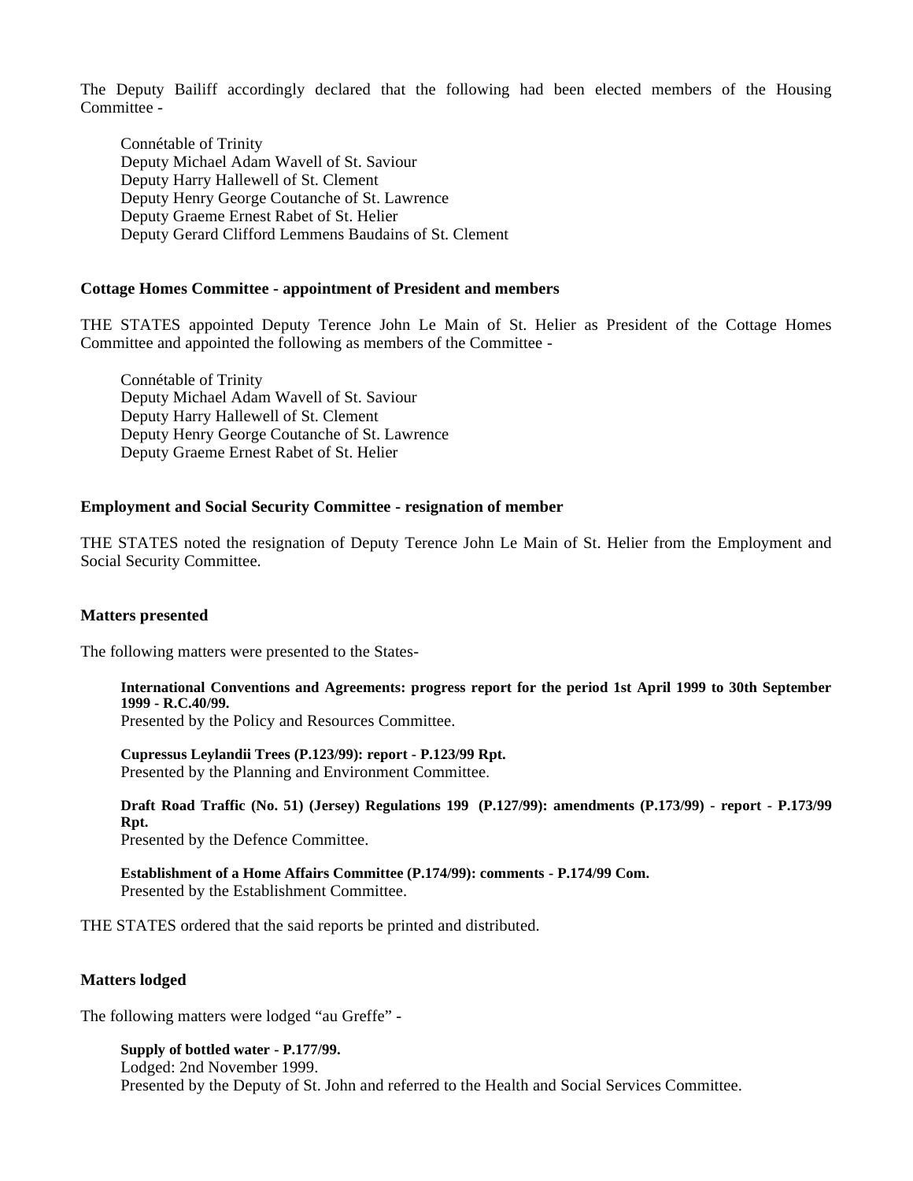The Deputy Bailiff accordingly declared that the following had been elected members of the Housing Committee -

Connétable of Trinity
Deputy Michael Adam Wavell of St. Saviour
Deputy Harry Hallewell of St. Clement
Deputy Henry George Coutanche of St. Lawrence
Deputy Graeme Ernest Rabet of St. Helier
Deputy Gerard Clifford Lemmens Baudains of St. Clement

**Cottage Homes Committee - appointment of President and members**

THE STATES appointed Deputy Terence John Le Main of St. Helier as President of the Cottage Homes Committee and appointed the following as members of the Committee -

Connétable of Trinity
Deputy Michael Adam Wavell of St. Saviour
Deputy Harry Hallewell of St. Clement
Deputy Henry George Coutanche of St. Lawrence
Deputy Graeme Ernest Rabet of St. Helier

**Employment and Social Security Committee - resignation of member**

THE STATES noted the resignation of Deputy Terence John Le Main of St. Helier from the Employment and Social Security Committee.

**Matters presented**

The following matters were presented to the States-

**International Conventions and Agreements: progress report for the period 1st April 1999 to 30th September 1999 - R.C.40/99.**
Presented by the Policy and Resources Committee.

**Cupressus Leylandii Trees (P.123/99): report - P.123/99 Rpt.**
Presented by the Planning and Environment Committee.

**Draft Road Traffic (No. 51) (Jersey) Regulations 199 (P.127/99): amendments (P.173/99) - report - P.173/99 Rpt.**
Presented by the Defence Committee.

**Establishment of a Home Affairs Committee (P.174/99): comments - P.174/99 Com.**
Presented by the Establishment Committee.

THE STATES ordered that the said reports be printed and distributed.

**Matters lodged**

The following matters were lodged "au Greffe" -

**Supply of bottled water - P.177/99.**
Lodged: 2nd November 1999.
Presented by the Deputy of St. John and referred to the Health and Social Services Committee.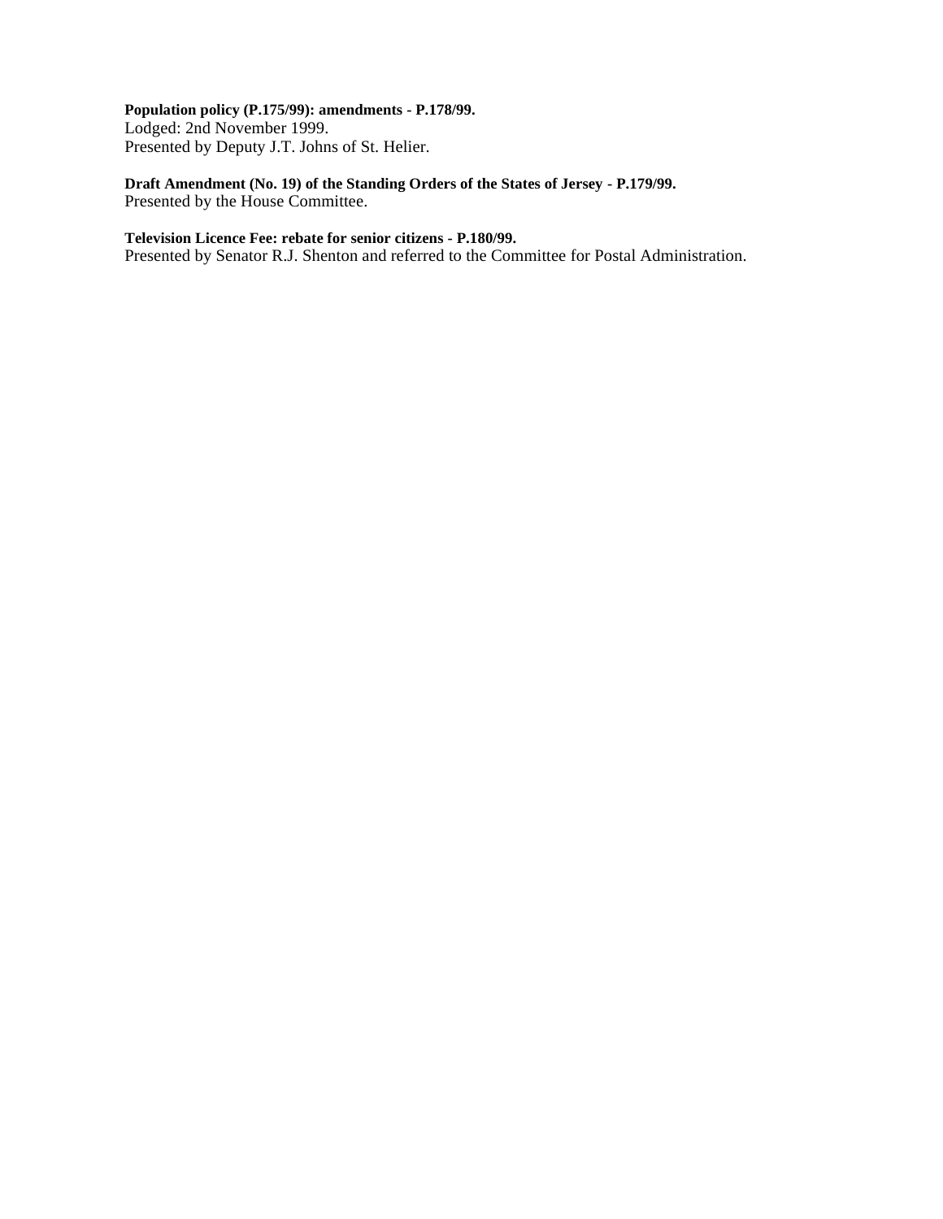**Population policy (P.175/99): amendments - P.178/99.**
Lodged: 2nd November 1999.
Presented by Deputy J.T. Johns of St. Helier.

**Draft Amendment (No. 19) of the Standing Orders of the States of Jersey - P.179/99.**
Presented by the House Committee.

**Television Licence Fee: rebate for senior citizens - P.180/99.**
Presented by Senator R.J. Shenton and referred to the Committee for Postal Administration.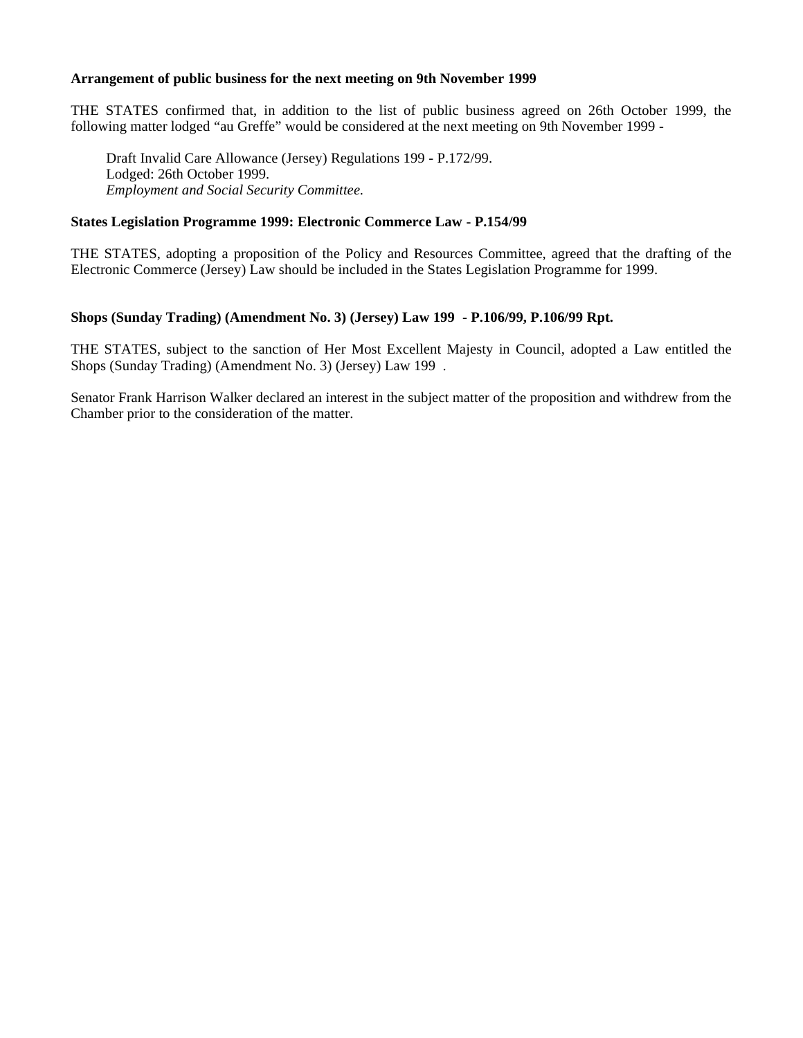**Arrangement of public business for the next meeting on 9th November 1999**

THE STATES confirmed that, in addition to the list of public business agreed on 26th October 1999, the following matter lodged "au Greffe" would be considered at the next meeting on 9th November 1999 -

> Draft Invalid Care Allowance (Jersey) Regulations 199 - P.172/99.
> Lodged: 26th October 1999.
> *Employment and Social Security Committee.*

**States Legislation Programme 1999: Electronic Commerce Law - P.154/99**

THE STATES, adopting a proposition of the Policy and Resources Committee, agreed that the drafting of the Electronic Commerce (Jersey) Law should be included in the States Legislation Programme for 1999.

**Shops (Sunday Trading) (Amendment No. 3) (Jersey) Law 199 - P.106/99, P.106/99 Rpt.**

THE STATES, subject to the sanction of Her Most Excellent Majesty in Council, adopted a Law entitled the Shops (Sunday Trading) (Amendment No. 3) (Jersey) Law 199 .

Senator Frank Harrison Walker declared an interest in the subject matter of the proposition and withdrew from the Chamber prior to the consideration of the matter.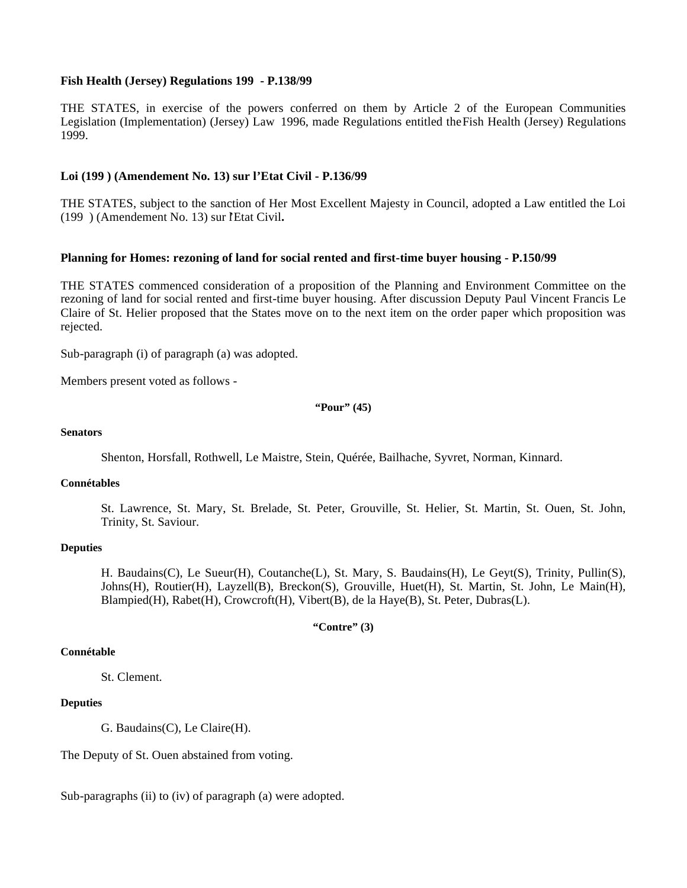**Fish Health (Jersey) Regulations 199  - P.138/99**

THE STATES, in exercise of the powers conferred on them by Article 2 of the European Communities Legislation (Implementation) (Jersey) Law 1996, made Regulations entitled the Fish Health (Jersey) Regulations 1999.

**Loi (199 ) (Amendement No. 13) sur l'Etat Civil - P.136/99**

THE STATES, subject to the sanction of Her Most Excellent Majesty in Council, adopted a Law entitled the Loi (199 ) (Amendement No. 13) sur l'Etat Civil.

**Planning for Homes: rezoning of land for social rented and first-time buyer housing - P.150/99**

THE STATES commenced consideration of a proposition of the Planning and Environment Committee on the rezoning of land for social rented and first-time buyer housing. After discussion Deputy Paul Vincent Francis Le Claire of St. Helier proposed that the States move on to the next item on the order paper which proposition was rejected.

Sub-paragraph (i) of paragraph (a) was adopted.

Members present voted as follows -

**"Pour" (45)**

**Senators**

Shenton, Horsfall, Rothwell, Le Maistre, Stein, Quérée, Bailhache, Syvret, Norman, Kinnard.

**Connétables**

St. Lawrence, St. Mary, St. Brelade, St. Peter, Grouville, St. Helier, St. Martin, St. Ouen, St. John, Trinity, St. Saviour.

**Deputies**

H. Baudains(C), Le Sueur(H), Coutanche(L), St. Mary, S. Baudains(H), Le Geyt(S), Trinity, Pullin(S), Johns(H), Routier(H), Layzell(B), Breckon(S), Grouville, Huet(H), St. Martin, St. John, Le Main(H), Blampied(H), Rabet(H), Crowcroft(H), Vibert(B), de la Haye(B), St. Peter, Dubras(L).

**"Contre" (3)**

**Connétable**

St. Clement.

**Deputies**

G. Baudains(C), Le Claire(H).

The Deputy of St. Ouen abstained from voting.

Sub-paragraphs (ii) to (iv) of paragraph (a) were adopted.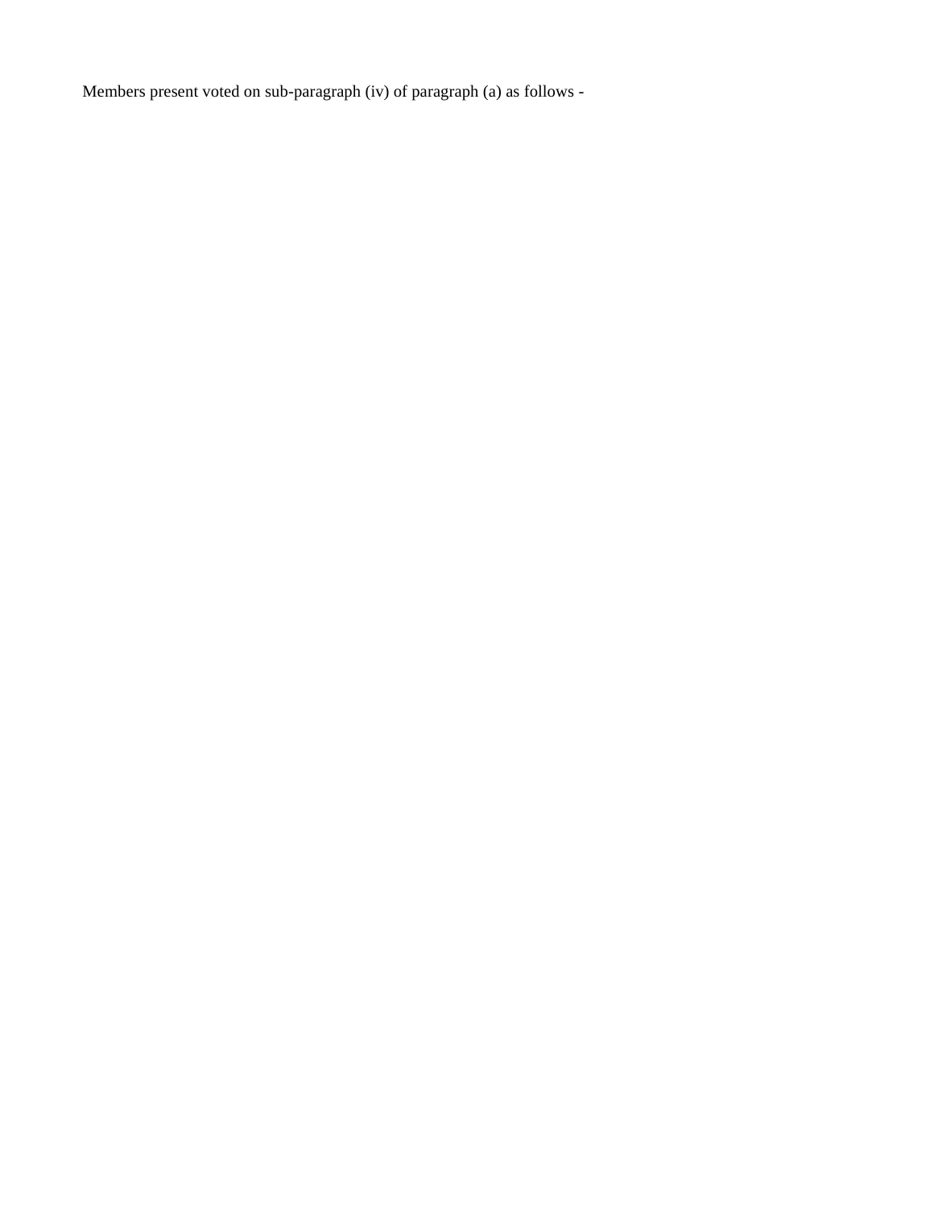Members present voted on sub-paragraph (iv) of paragraph (a) as follows -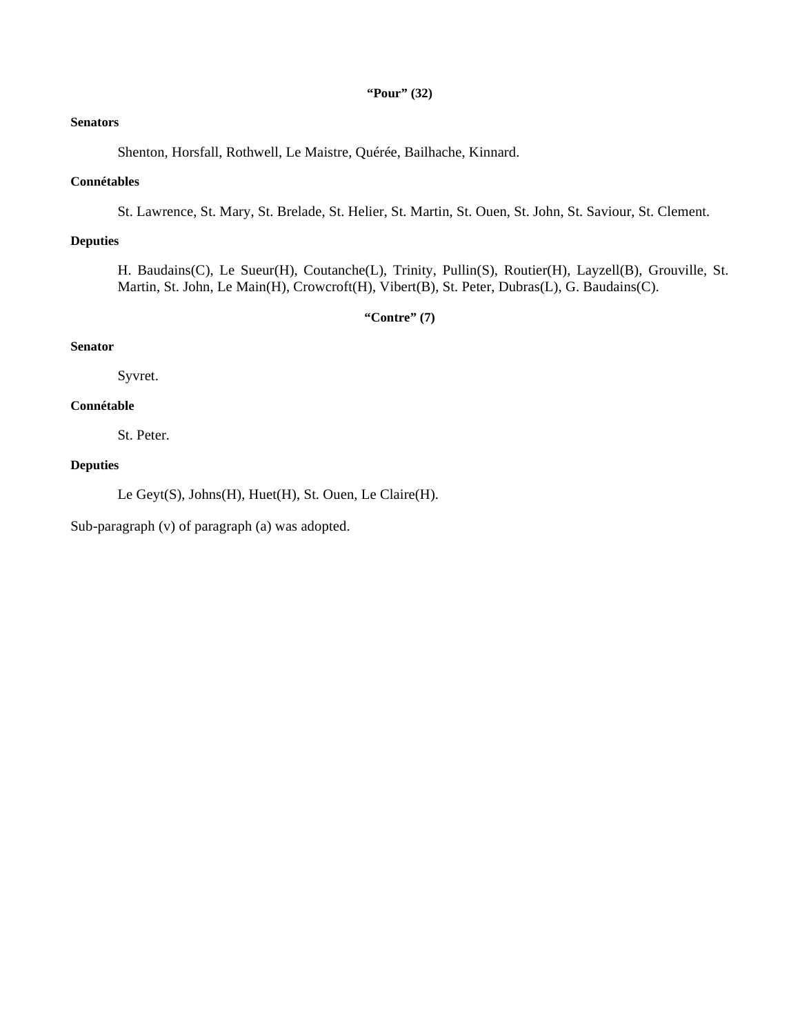**"Pour" (32)**

**Senators**

Shenton, Horsfall, Rothwell, Le Maistre, Quérée, Bailhache, Kinnard.

**Connétables**

St. Lawrence, St. Mary, St. Brelade, St. Helier, St. Martin, St. Ouen, St. John, St. Saviour, St. Clement.

**Deputies**

H. Baudains(C), Le Sueur(H), Coutanche(L), Trinity, Pullin(S), Routier(H), Layzell(B), Grouville, St. Martin, St. John, Le Main(H), Crowcroft(H), Vibert(B), St. Peter, Dubras(L), G. Baudains(C).

**"Contre" (7)**

**Senator**

Syvret.

**Connétable**

St. Peter.

**Deputies**

Le Geyt(S), Johns(H), Huet(H), St. Ouen, Le Claire(H).

Sub-paragraph (v) of paragraph (a) was adopted.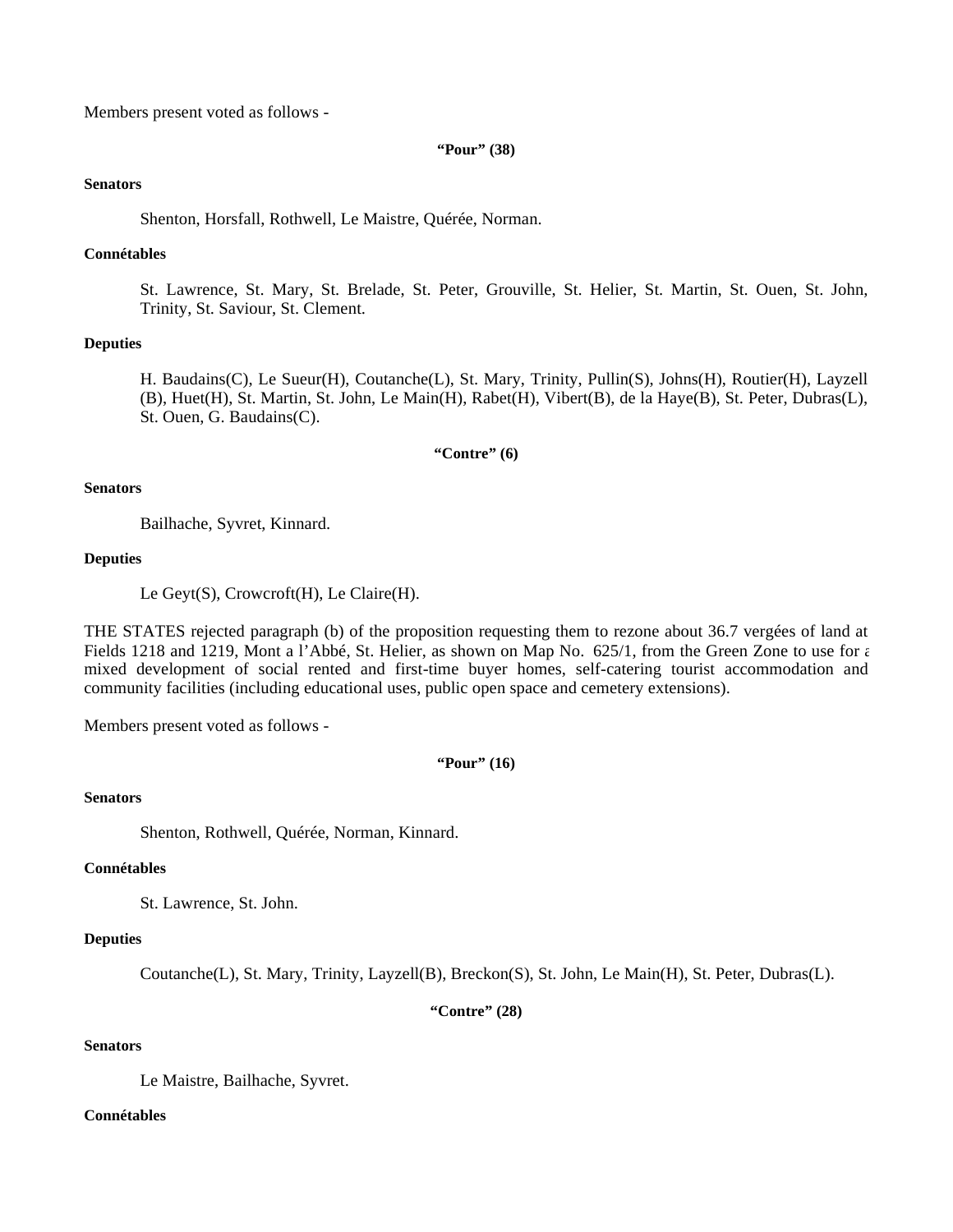Members present voted as follows -

**"Pour" (38)**

**Senators**

Shenton, Horsfall, Rothwell, Le Maistre, Quérée, Norman.

**Connétables**

St. Lawrence, St. Mary, St. Brelade, St. Peter, Grouville, St. Helier, St. Martin, St. Ouen, St. John, Trinity, St. Saviour, St. Clement.

**Deputies**

H. Baudains(C), Le Sueur(H), Coutanche(L), St. Mary, Trinity, Pullin(S), Johns(H), Routier(H), Layzell (B), Huet(H), St. Martin, St. John, Le Main(H), Rabet(H), Vibert(B), de la Haye(B), St. Peter, Dubras(L), St. Ouen, G. Baudains(C).

**"Contre" (6)**

**Senators**

Bailhache, Syvret, Kinnard.

**Deputies**

Le Geyt(S), Crowcroft(H), Le Claire(H).

THE STATES rejected paragraph (b) of the proposition requesting them to rezone about 36.7 vergées of land at Fields 1218 and 1219, Mont a l'Abbé, St. Helier, as shown on Map No. 625/1, from the Green Zone to use for a mixed development of social rented and first-time buyer homes, self-catering tourist accommodation and community facilities (including educational uses, public open space and cemetery extensions).

Members present voted as follows -

**"Pour" (16)**

**Senators**

Shenton, Rothwell, Quérée, Norman, Kinnard.

**Connétables**

St. Lawrence, St. John.

**Deputies**

Coutanche(L), St. Mary, Trinity, Layzell(B), Breckon(S), St. John, Le Main(H), St. Peter, Dubras(L).

**"Contre" (28)**

**Senators**

Le Maistre, Bailhache, Syvret.

**Connétables**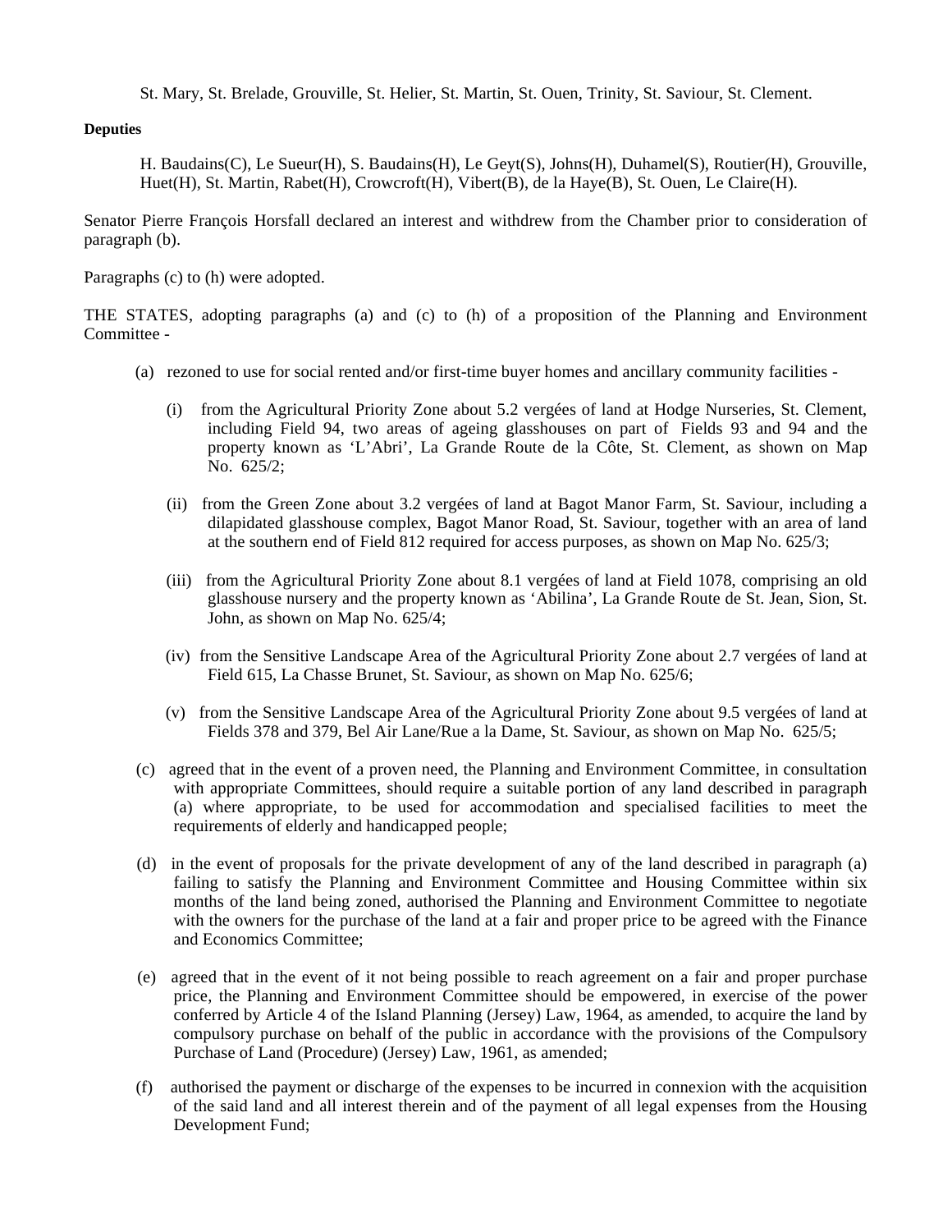St. Mary, St. Brelade, Grouville, St. Helier, St. Martin, St. Ouen, Trinity, St. Saviour, St. Clement.

**Deputies**

H. Baudains(C), Le Sueur(H), S. Baudains(H), Le Geyt(S), Johns(H), Duhamel(S), Routier(H), Grouville, Huet(H), St. Martin, Rabet(H), Crowcroft(H), Vibert(B), de la Haye(B), St. Ouen, Le Claire(H).

Senator Pierre François Horsfall declared an interest and withdrew from the Chamber prior to consideration of paragraph (b).

Paragraphs (c) to (h) were adopted.

THE STATES, adopting paragraphs (a) and (c) to (h) of a proposition of the Planning and Environment Committee -

(a) rezoned to use for social rented and/or first-time buyer homes and ancillary community facilities -

(i) from the Agricultural Priority Zone about 5.2 vergées of land at Hodge Nurseries, St. Clement, including Field 94, two areas of ageing glasshouses on part of Fields 93 and 94 and the property known as 'L'Abri', La Grande Route de la Côte, St. Clement, as shown on Map No. 625/2;

(ii) from the Green Zone about 3.2 vergées of land at Bagot Manor Farm, St. Saviour, including a dilapidated glasshouse complex, Bagot Manor Road, St. Saviour, together with an area of land at the southern end of Field 812 required for access purposes, as shown on Map No. 625/3;

(iii) from the Agricultural Priority Zone about 8.1 vergées of land at Field 1078, comprising an old glasshouse nursery and the property known as 'Abilina', La Grande Route de St. Jean, Sion, St. John, as shown on Map No. 625/4;

(iv) from the Sensitive Landscape Area of the Agricultural Priority Zone about 2.7 vergées of land at Field 615, La Chasse Brunet, St. Saviour, as shown on Map No. 625/6;

(v) from the Sensitive Landscape Area of the Agricultural Priority Zone about 9.5 vergées of land at Fields 378 and 379, Bel Air Lane/Rue a la Dame, St. Saviour, as shown on Map No. 625/5;

(c) agreed that in the event of a proven need, the Planning and Environment Committee, in consultation with appropriate Committees, should require a suitable portion of any land described in paragraph (a) where appropriate, to be used for accommodation and specialised facilities to meet the requirements of elderly and handicapped people;

(d) in the event of proposals for the private development of any of the land described in paragraph (a) failing to satisfy the Planning and Environment Committee and Housing Committee within six months of the land being zoned, authorised the Planning and Environment Committee to negotiate with the owners for the purchase of the land at a fair and proper price to be agreed with the Finance and Economics Committee;

(e) agreed that in the event of it not being possible to reach agreement on a fair and proper purchase price, the Planning and Environment Committee should be empowered, in exercise of the power conferred by Article 4 of the Island Planning (Jersey) Law, 1964, as amended, to acquire the land by compulsory purchase on behalf of the public in accordance with the provisions of the Compulsory Purchase of Land (Procedure) (Jersey) Law, 1961, as amended;

(f) authorised the payment or discharge of the expenses to be incurred in connexion with the acquisition of the said land and all interest therein and of the payment of all legal expenses from the Housing Development Fund;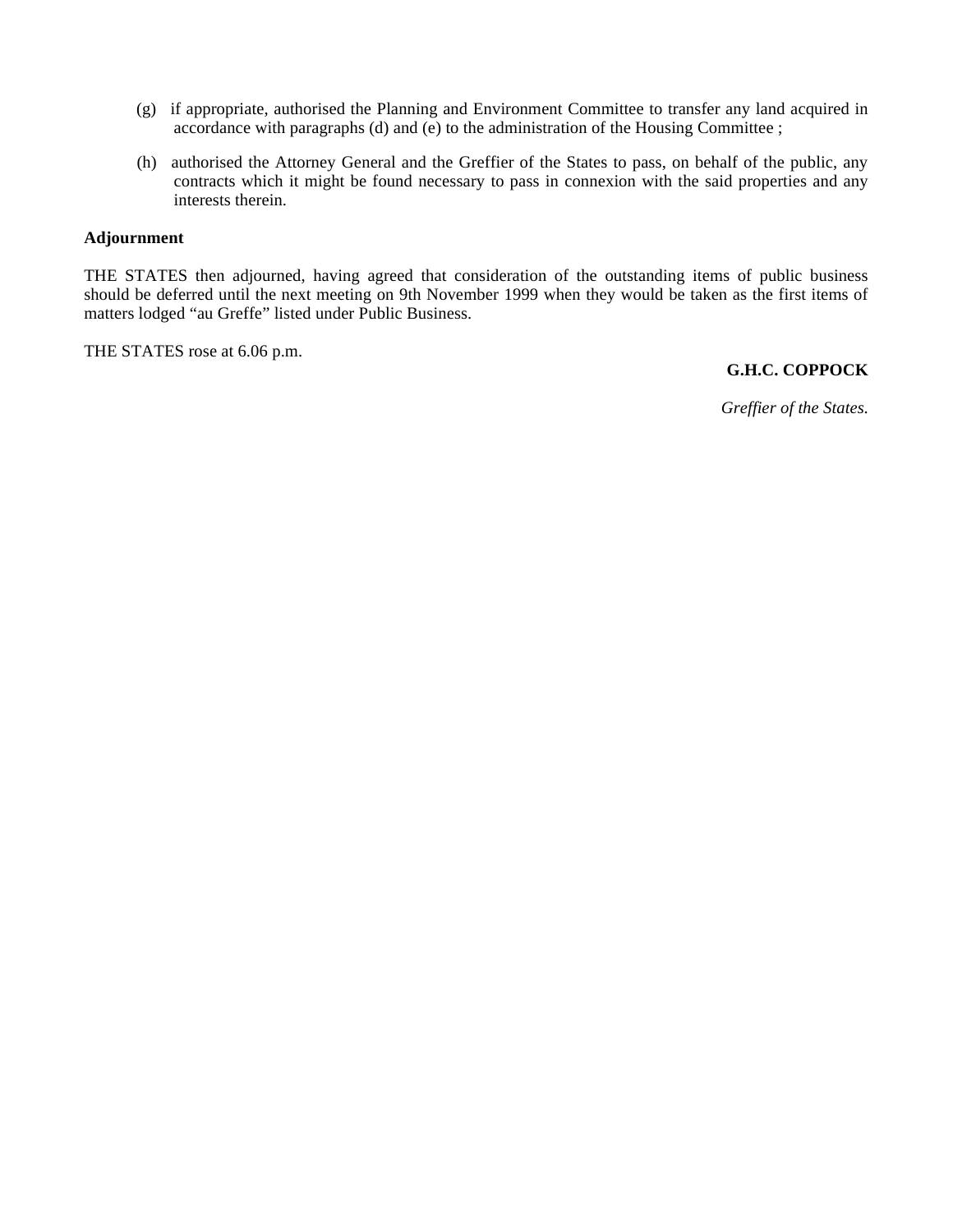(g) if appropriate, authorised the Planning and Environment Committee to transfer any land acquired in accordance with paragraphs (d) and (e) to the administration of the Housing Committee ;

(h) authorised the Attorney General and the Greffier of the States to pass, on behalf of the public, any contracts which it might be found necessary to pass in connexion with the said properties and any interests therein.

**Adjournment**

THE STATES then adjourned, having agreed that consideration of the outstanding items of public business should be deferred until the next meeting on 9th November 1999 when they would be taken as the first items of matters lodged "au Greffe" listed under Public Business.

THE STATES rose at 6.06 p.m.

**G.H.C. COPPOCK**

*Greffier of the States.*